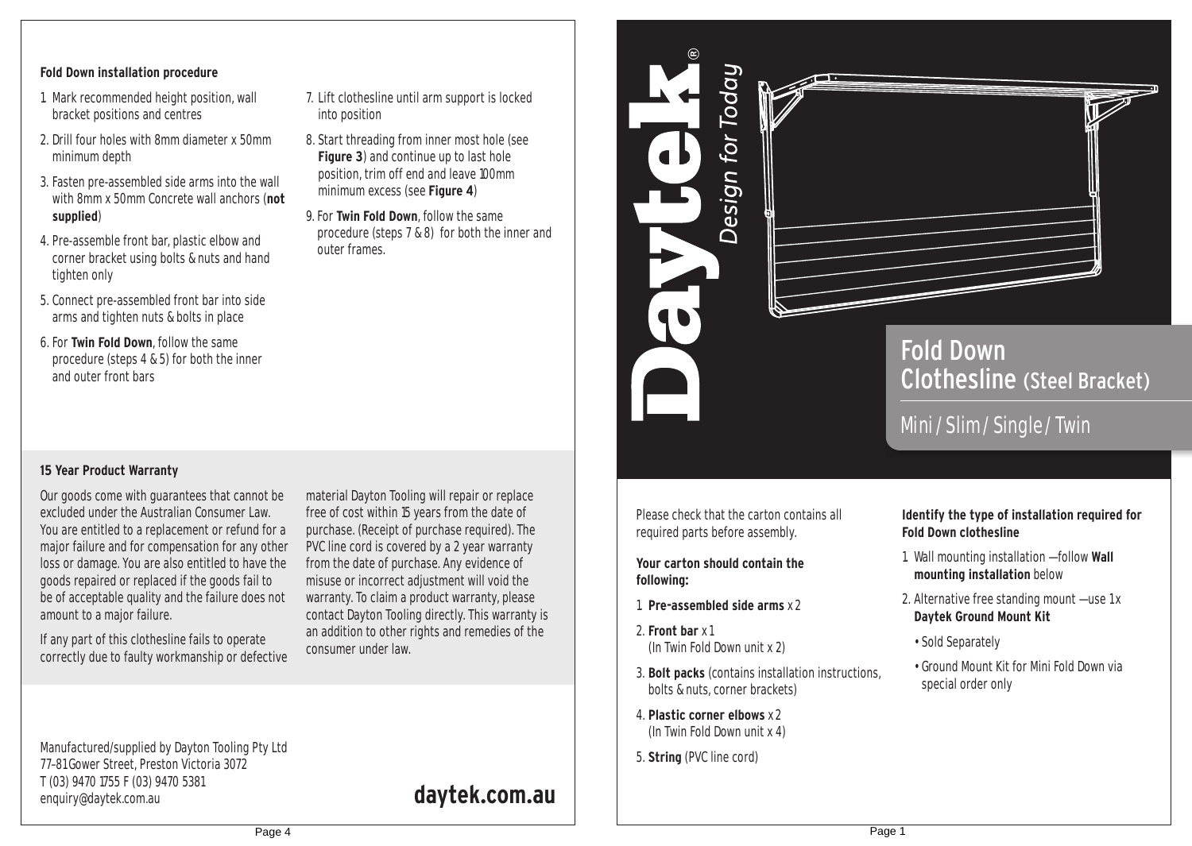## Fold Down installation procedure

1. Mark recommended height position, wall bracket positions and centres
2. Drill four holes with 8mm diameter x 50mm minimum depth
3. Fasten pre-assembled side arms into the wall with 8mm x 50mm Concrete wall anchors (**not supplied**)
4. Pre-assemble front bar, plastic elbow and corner bracket using bolts & nuts and hand tighten only
5. Connect pre-assembled front bar into side arms and tighten nuts & bolts in place
6. For **Twin Fold Down**, follow the same procedure (steps 4 & 5) for both the inner and outer front bars
7. Lift clothesline until arm support is locked into position
8. Start threading from inner most hole (see **Figure 3**) and continue up to last hole position, trim off end and leave 100mm minimum excess (see **Figure 4**)
9. For **Twin Fold Down**, follow the same procedure (steps 7 & 8) for both the inner and outer frames.

## 15 Year Product Warranty

Our goods come with guarantees that cannot be excluded under the Australian Consumer Law. You are entitled to a replacement or refund for a major failure and for compensation for any other loss or damage. You are also entitled to have the goods repaired or replaced if the goods fail to be of acceptable quality and the failure does not amount to a major failure.

If any part of this clothesline fails to operate correctly due to faulty workmanship or defective material Dayton Tooling will repair or replace free of cost within 15 years from the date of purchase. (Receipt of purchase required). The PVC line cord is covered by a 2 year warranty from the date of purchase. Any evidence of misuse or incorrect adjustment will void the warranty. To claim a product warranty, please contact Dayton Tooling directly. This warranty is an addition to other rights and remedies of the consumer under law.

Manufactured/supplied by Dayton Tooling Pty Ltd
77–81 Gower Street, Preston Victoria 3072
T (03) 9470 1755 F (03) 9470 5381
enquiry@daytek.com.au

**daytek.com.au**

Daytek® *Design for Today*

# Fold Down Clothesline (Steel Bracket)

## Mini / Slim / Single / Twin

Please check that the carton contains all required parts before assembly.

**Your carton should contain the following:**

1. **Pre-assembled side arms** x 2
2. **Front bar** x 1
   (In Twin Fold Down unit x 2)
3. **Bolt packs** (contains installation instructions, bolts & nuts, corner brackets)
4. **Plastic corner elbows** x 2
   (In Twin Fold Down unit x 4)
5. **String** (PVC line cord)

**Identify the type of installation required for Fold Down clothesline**

1. Wall mounting installation —follow **Wall mounting installation** below
2. Alternative free standing mount —use 1x **Daytek Ground Mount Kit**
   - Sold Separately
   - Ground Mount Kit for Mini Fold Down via special order only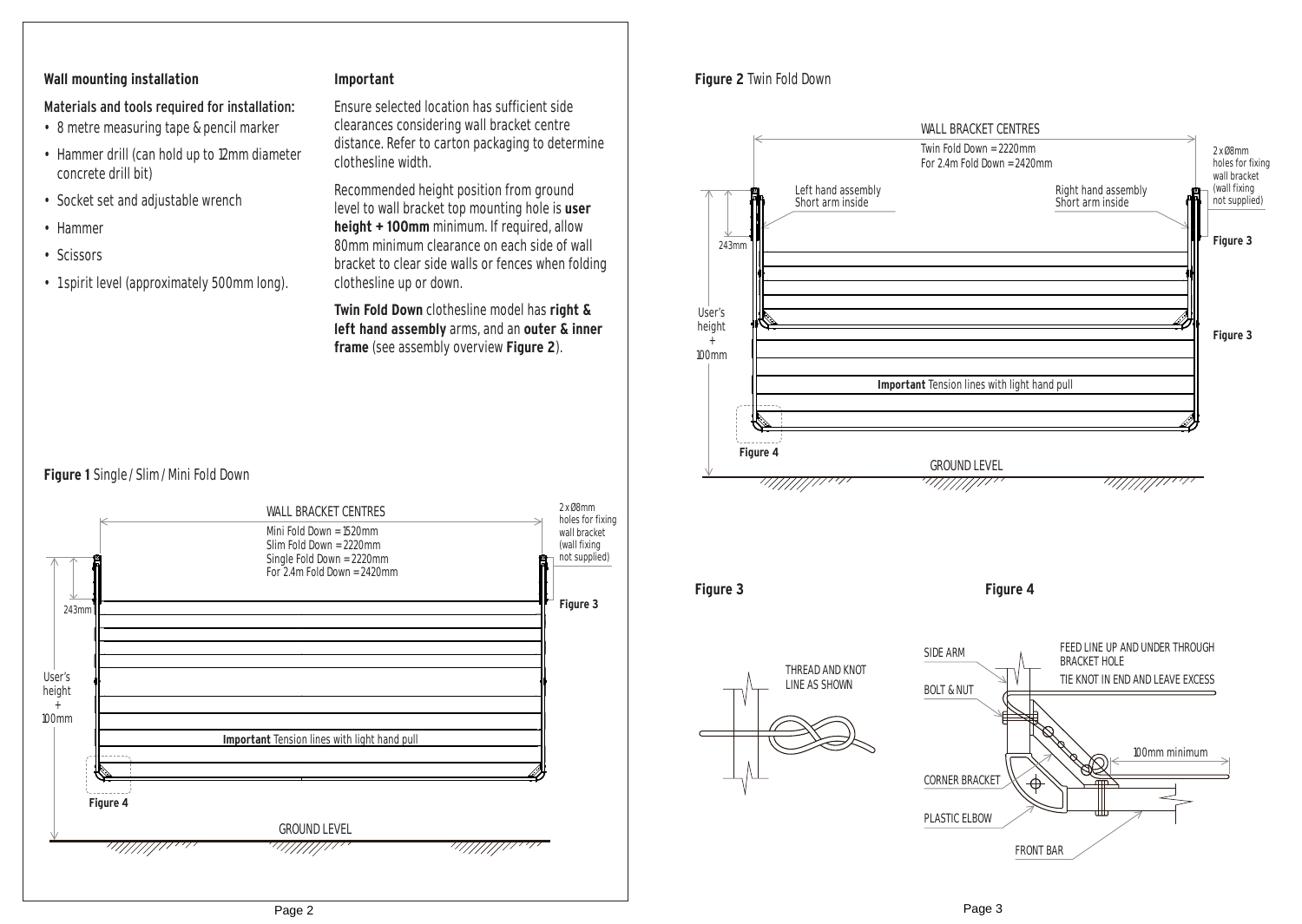## Wall mounting installation

**Materials and tools required for installation:**

- 8 metre measuring tape & pencil marker
- Hammer drill (can hold up to 12mm diameter concrete drill bit)
- Socket set and adjustable wrench
- Hammer
- Scissors
- 1 spirit level (approximately 500mm long).

## Important

Ensure selected location has sufficient side clearances considering wall bracket centre distance. Refer to carton packaging to determine clothesline width.

Recommended height position from ground level to wall bracket top mounting hole is **user height + 100mm** minimum. If required, allow 80mm minimum clearance on each side of wall bracket to clear side walls or fences when folding clothesline up or down.

**Twin Fold Down** clothesline model has **right & left hand assembly** arms, and an **outer & inner frame** (see assembly overview **Figure 2**).

**Figure 1** Single / Slim / Mini Fold Down

WALL BRACKET CENTRES
Mini Fold Down = 1520mm
Slim Fold Down = 2220mm
Single Fold Down = 2220mm
For 2.4m Fold Down = 2420mm

2 x Ø8mm holes for fixing wall bracket (wall fixing not supplied)

243mm

User's height + 100mm

Figure 3

**Important** Tension lines with light hand pull

Figure 4

GROUND LEVEL

**Figure 2** Twin Fold Down

WALL BRACKET CENTRES
Twin Fold Down = 2220mm
For 2.4m Fold Down = 2420mm

2 x Ø8mm holes for fixing wall bracket (wall fixing not supplied)

Left hand assembly
Short arm inside

Right hand assembly
Short arm inside

243mm

User's height + 100mm

Figure 3

Figure 3

**Important** Tension lines with light hand pull

Figure 4

GROUND LEVEL

**Figure 3**

THREAD AND KNOT LINE AS SHOWN

**Figure 4**

SIDE ARM

FEED LINE UP AND UNDER THROUGH BRACKET HOLE

TIE KNOT IN END AND LEAVE EXCESS

BOLT & NUT

100mm minimum

CORNER BRACKET

PLASTIC ELBOW

FRONT BAR